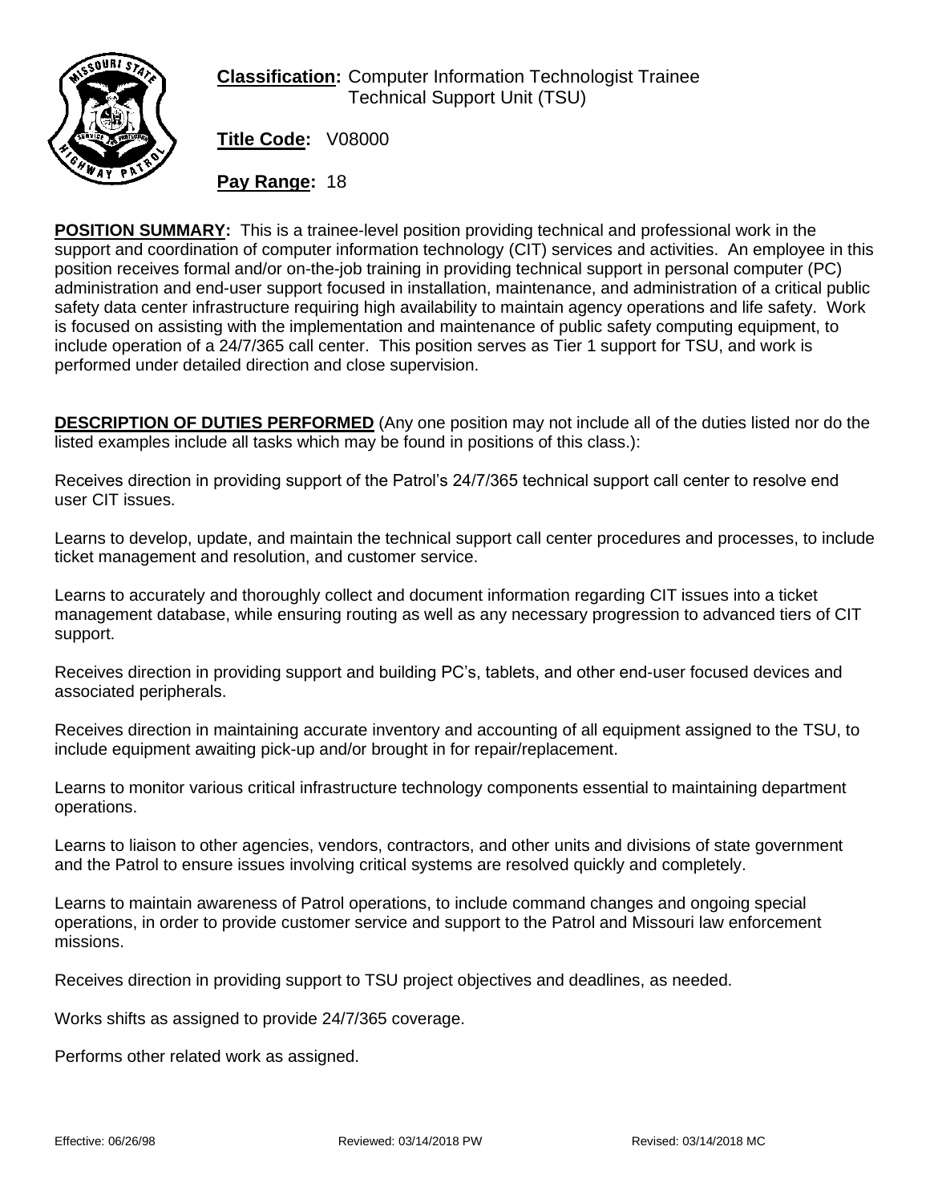**Classification:** Computer Information Technologist Trainee
Technical Support Unit (TSU)

**Title Code:** V08000

**Pay Range:** 18

**POSITION SUMMARY:** This is a trainee-level position providing technical and professional work in the support and coordination of computer information technology (CIT) services and activities. An employee in this position receives formal and/or on-the-job training in providing technical support in personal computer (PC) administration and end-user support focused in installation, maintenance, and administration of a critical public safety data center infrastructure requiring high availability to maintain agency operations and life safety. Work is focused on assisting with the implementation and maintenance of public safety computing equipment, to include operation of a 24/7/365 call center. This position serves as Tier 1 support for TSU, and work is performed under detailed direction and close supervision.

**DESCRIPTION OF DUTIES PERFORMED** (Any one position may not include all of the duties listed nor do the listed examples include all tasks which may be found in positions of this class.):

Receives direction in providing support of the Patrol's 24/7/365 technical support call center to resolve end user CIT issues.

Learns to develop, update, and maintain the technical support call center procedures and processes, to include ticket management and resolution, and customer service.

Learns to accurately and thoroughly collect and document information regarding CIT issues into a ticket management database, while ensuring routing as well as any necessary progression to advanced tiers of CIT support.

Receives direction in providing support and building PC's, tablets, and other end-user focused devices and associated peripherals.

Receives direction in maintaining accurate inventory and accounting of all equipment assigned to the TSU, to include equipment awaiting pick-up and/or brought in for repair/replacement.

Learns to monitor various critical infrastructure technology components essential to maintaining department operations.

Learns to liaison to other agencies, vendors, contractors, and other units and divisions of state government and the Patrol to ensure issues involving critical systems are resolved quickly and completely.

Learns to maintain awareness of Patrol operations, to include command changes and ongoing special operations, in order to provide customer service and support to the Patrol and Missouri law enforcement missions.

Receives direction in providing support to TSU project objectives and deadlines, as needed.

Works shifts as assigned to provide 24/7/365 coverage.

Performs other related work as assigned.

Effective: 06/26/98 Reviewed: 03/14/2018 PW Revised: 03/14/2018 MC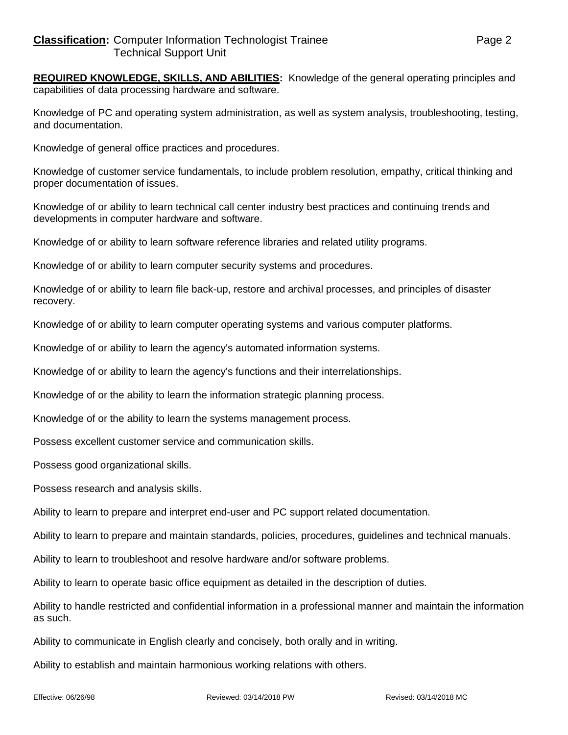**REQUIRED KNOWLEDGE, SKILLS, AND ABILITIES:** Knowledge of the general operating principles and capabilities of data processing hardware and software.

Knowledge of PC and operating system administration, as well as system analysis, troubleshooting, testing, and documentation.

Knowledge of general office practices and procedures.

Knowledge of customer service fundamentals, to include problem resolution, empathy, critical thinking and proper documentation of issues.

Knowledge of or ability to learn technical call center industry best practices and continuing trends and developments in computer hardware and software.

Knowledge of or ability to learn software reference libraries and related utility programs.

Knowledge of or ability to learn computer security systems and procedures.

Knowledge of or ability to learn file back-up, restore and archival processes, and principles of disaster recovery.

Knowledge of or ability to learn computer operating systems and various computer platforms.

Knowledge of or ability to learn the agency's automated information systems.

Knowledge of or ability to learn the agency's functions and their interrelationships.

Knowledge of or the ability to learn the information strategic planning process.

Knowledge of or the ability to learn the systems management process.

Possess excellent customer service and communication skills.

Possess good organizational skills.

Possess research and analysis skills.

Ability to learn to prepare and interpret end-user and PC support related documentation.

Ability to learn to prepare and maintain standards, policies, procedures, guidelines and technical manuals.

Ability to learn to troubleshoot and resolve hardware and/or software problems.

Ability to learn to operate basic office equipment as detailed in the description of duties.

Ability to handle restricted and confidential information in a professional manner and maintain the information as such.

Ability to communicate in English clearly and concisely, both orally and in writing.

Ability to establish and maintain harmonious working relations with others.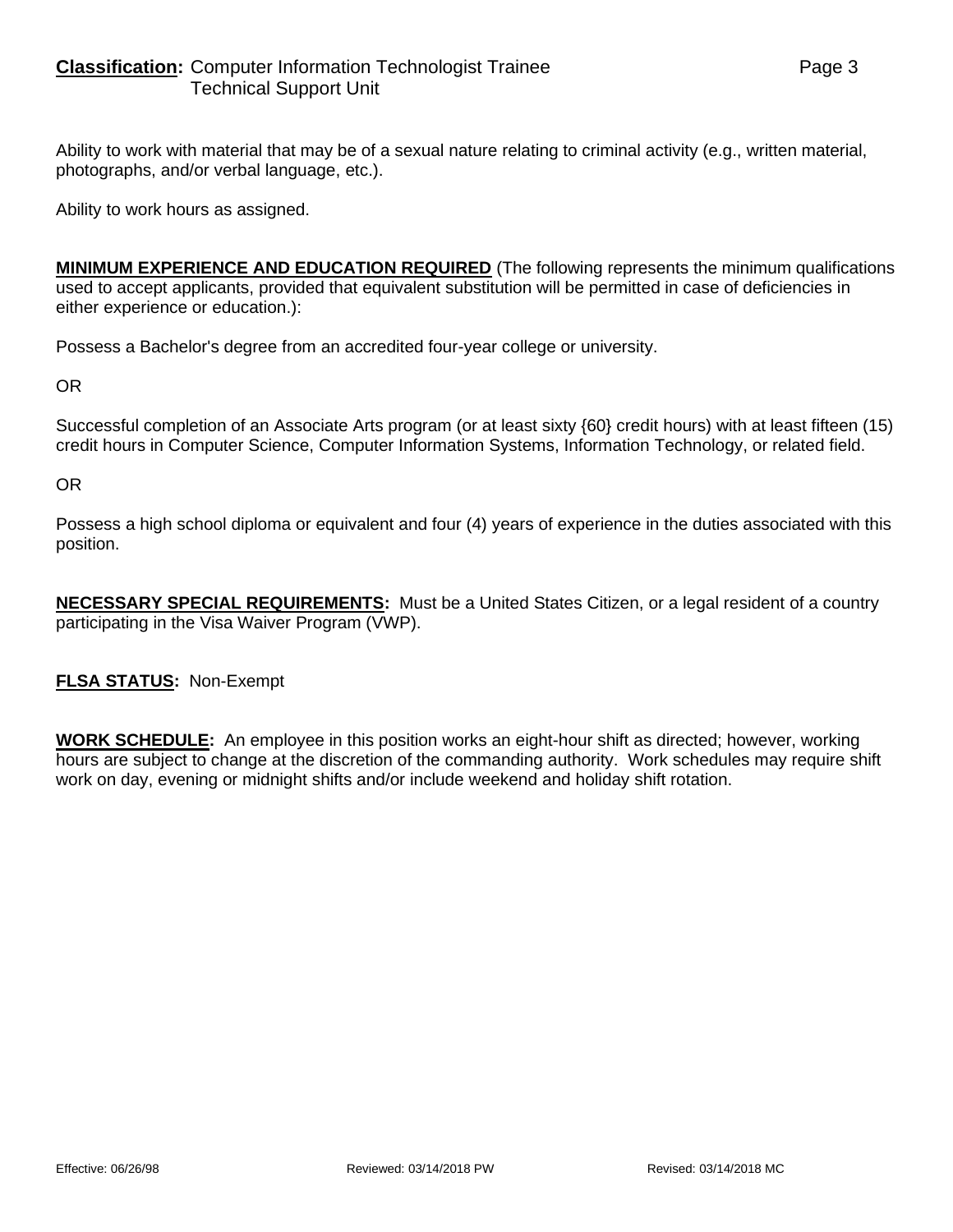Ability to work with material that may be of a sexual nature relating to criminal activity (e.g., written material, photographs, and/or verbal language, etc.).

Ability to work hours as assigned.

**MINIMUM EXPERIENCE AND EDUCATION REQUIRED** (The following represents the minimum qualifications used to accept applicants, provided that equivalent substitution will be permitted in case of deficiencies in either experience or education.):

Possess a Bachelor's degree from an accredited four-year college or university.

OR

Successful completion of an Associate Arts program (or at least sixty {60} credit hours) with at least fifteen (15) credit hours in Computer Science, Computer Information Systems, Information Technology, or related field.

OR

Possess a high school diploma or equivalent and four (4) years of experience in the duties associated with this position.

**NECESSARY SPECIAL REQUIREMENTS:** Must be a United States Citizen, or a legal resident of a country participating in the Visa Waiver Program (VWP).

**FLSA STATUS:** Non-Exempt

**WORK SCHEDULE:** An employee in this position works an eight-hour shift as directed; however, working hours are subject to change at the discretion of the commanding authority. Work schedules may require shift work on day, evening or midnight shifts and/or include weekend and holiday shift rotation.

Effective: 06/26/98 Reviewed: 03/14/2018 PW Revised: 03/14/2018 MC